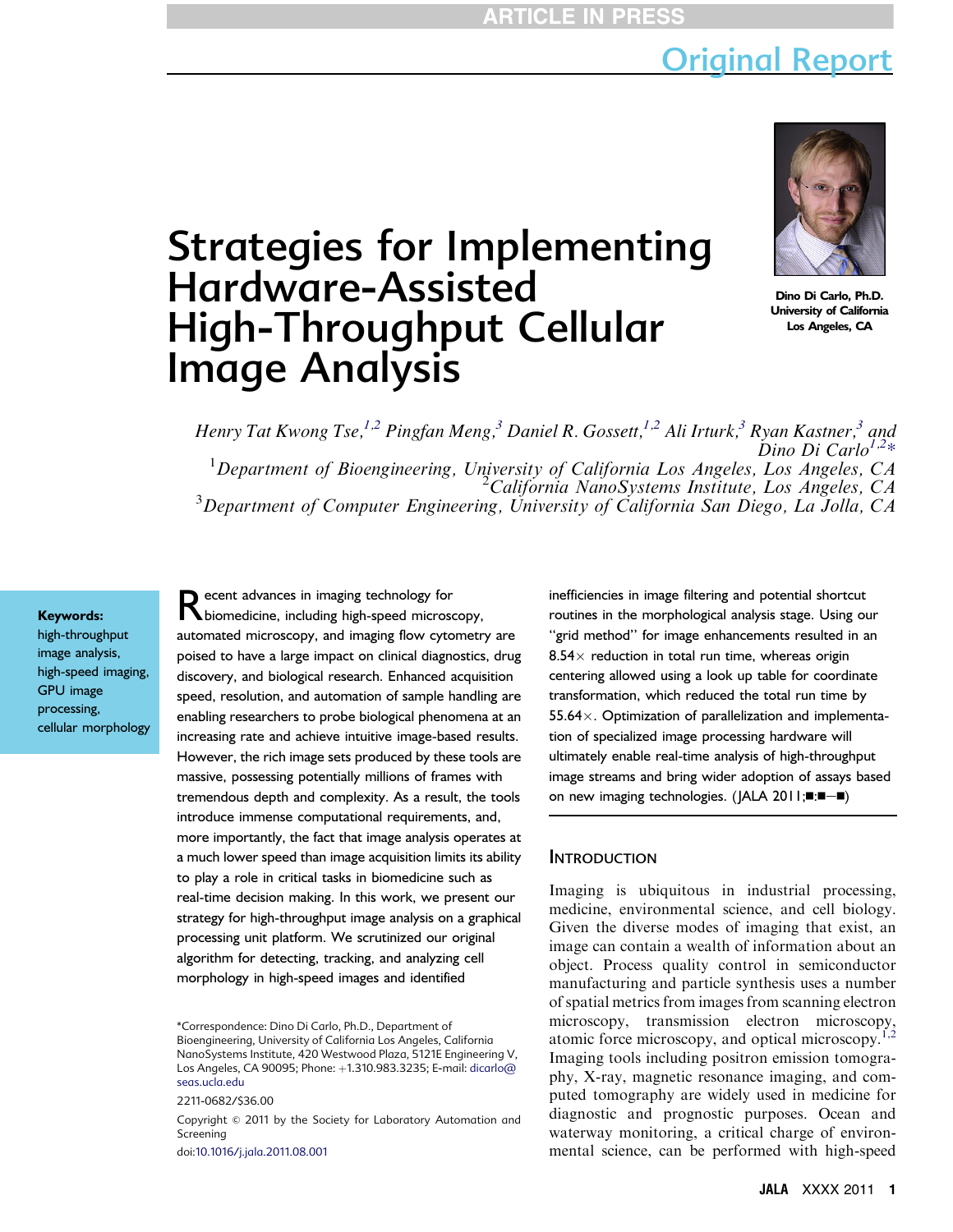Original Report

# Strategies for Implementing Hardware-Assisted High-Throughput Cellular Image Analysis

Dino Di Carlo, Ph.D.
University of California
Los Angeles, CA

*Henry Tat Kwong Tse,[1,2] Pingfan Meng,[3] Daniel R. Gossett,[1,2] Ali Irturk,[3] Ryan Kastner,[3] and Dino Di Carlo[1,2]**

[1]*Department of Bioengineering, University of California Los Angeles, Los Angeles, CA*
[2]*California NanoSystems Institute, Los Angeles, CA*
[3]*Department of Computer Engineering, University of California San Diego, La Jolla, CA*

**Keywords:**
high-throughput image analysis,
high-speed imaging,
GPU image processing,
cellular morphology

Recent advances in imaging technology for biomedicine, including high-speed microscopy, automated microscopy, and imaging flow cytometry are poised to have a large impact on clinical diagnostics, drug discovery, and biological research. Enhanced acquisition speed, resolution, and automation of sample handling are enabling researchers to probe biological phenomena at an increasing rate and achieve intuitive image-based results. However, the rich image sets produced by these tools are massive, possessing potentially millions of frames with tremendous depth and complexity. As a result, the tools introduce immense computational requirements, and, more importantly, the fact that image analysis operates at a much lower speed than image acquisition limits its ability to play a role in critical tasks in biomedicine such as real-time decision making. In this work, we present our strategy for high-throughput image analysis on a graphical processing unit platform. We scrutinized our original algorithm for detecting, tracking, and analyzing cell morphology in high-speed images and identified inefficiencies in image filtering and potential shortcut routines in the morphological analysis stage. Using our "grid method" for image enhancements resulted in an 8.54× reduction in total run time, whereas origin centering allowed using a look up table for coordinate transformation, which reduced the total run time by 55.64×. Optimization of parallelization and implementation of specialized image processing hardware will ultimately enable real-time analysis of high-throughput image streams and bring wider adoption of assays based on new imaging technologies. (JALA 2011;■:■–■)

*Correspondence: Dino Di Carlo, Ph.D., Department of Bioengineering, University of California Los Angeles, California NanoSystems Institute, 420 Westwood Plaza, 5121E Engineering V, Los Angeles, CA 90095; Phone: +1.310.983.3235; E-mail: dicarlo@seas.ucla.edu

2211-0682/$36.00

Copyright © 2011 by the Society for Laboratory Automation and Screening

doi:10.1016/j.jala.2011.08.001

## Introduction

Imaging is ubiquitous in industrial processing, medicine, environmental science, and cell biology. Given the diverse modes of imaging that exist, an image can contain a wealth of information about an object. Process quality control in semiconductor manufacturing and particle synthesis uses a number of spatial metrics from images from scanning electron microscopy, transmission electron microscopy, atomic force microscopy, and optical microscopy.[1,2] Imaging tools including positron emission tomography, X-ray, magnetic resonance imaging, and computed tomography are widely used in medicine for diagnostic and prognostic purposes. Ocean and waterway monitoring, a critical charge of environmental science, can be performed with high-speed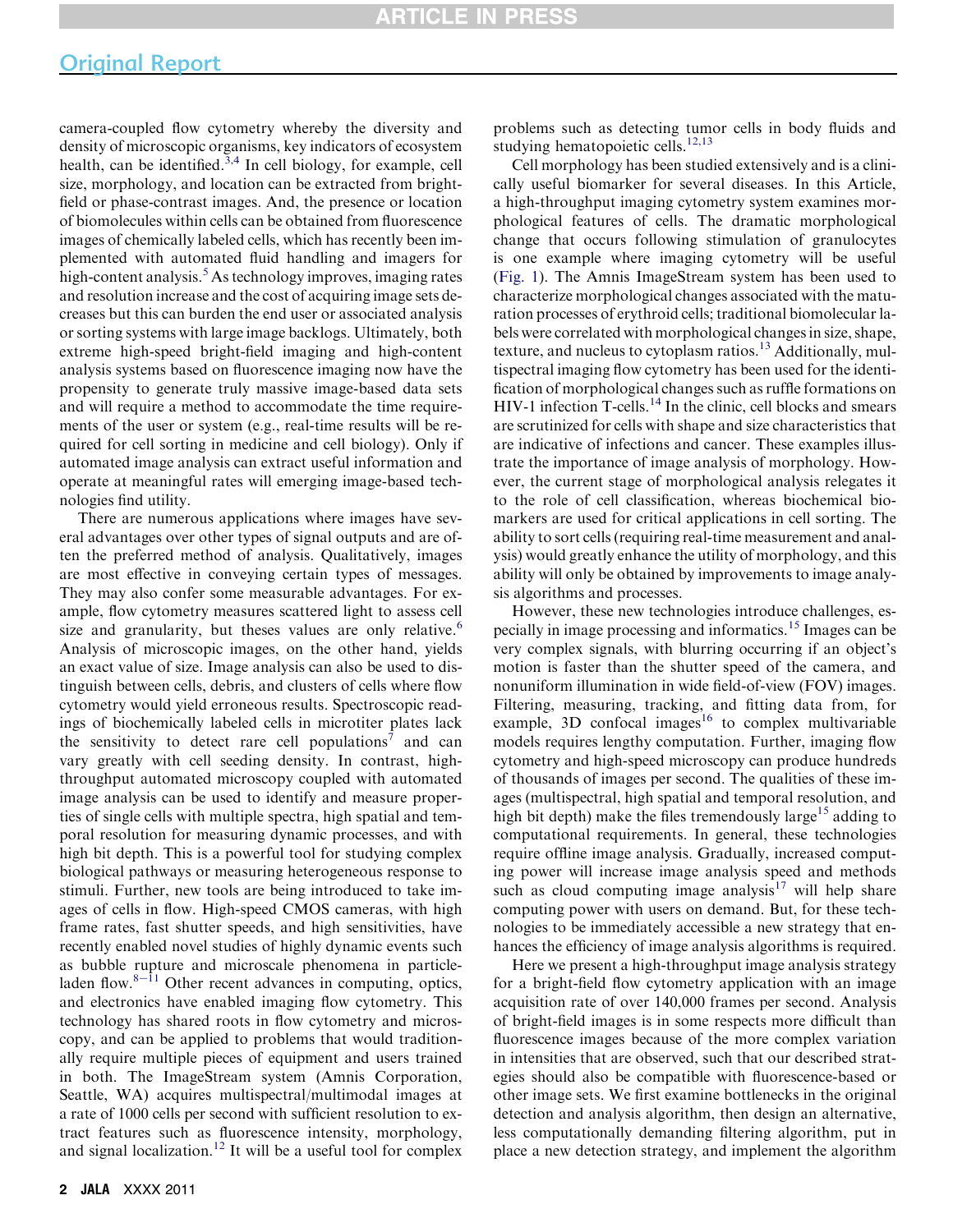camera-coupled flow cytometry whereby the diversity and density of microscopic organisms, key indicators of ecosystem health, can be identified.[3,4] In cell biology, for example, cell size, morphology, and location can be extracted from bright-field or phase-contrast images. And, the presence or location of biomolecules within cells can be obtained from fluorescence images of chemically labeled cells, which has recently been implemented with automated fluid handling and imagers for high-content analysis.[5] As technology improves, imaging rates and resolution increase and the cost of acquiring image sets decreases but this can burden the end user or associated analysis or sorting systems with large image backlogs. Ultimately, both extreme high-speed bright-field imaging and high-content analysis systems based on fluorescence imaging now have the propensity to generate truly massive image-based data sets and will require a method to accommodate the time requirements of the user or system (e.g., real-time results will be required for cell sorting in medicine and cell biology). Only if automated image analysis can extract useful information and operate at meaningful rates will emerging image-based technologies find utility.

There are numerous applications where images have several advantages over other types of signal outputs and are often the preferred method of analysis. Qualitatively, images are most effective in conveying certain types of messages. They may also confer some measurable advantages. For example, flow cytometry measures scattered light to assess cell size and granularity, but theses values are only relative.[6] Analysis of microscopic images, on the other hand, yields an exact value of size. Image analysis can also be used to distinguish between cells, debris, and clusters of cells where flow cytometry would yield erroneous results. Spectroscopic readings of biochemically labeled cells in microtiter plates lack the sensitivity to detect rare cell populations[7] and can vary greatly with cell seeding density. In contrast, high-throughput automated microscopy coupled with automated image analysis can be used to identify and measure properties of single cells with multiple spectra, high spatial and temporal resolution for measuring dynamic processes, and with high bit depth. This is a powerful tool for studying complex biological pathways or measuring heterogeneous response to stimuli. Further, new tools are being introduced to take images of cells in flow. High-speed CMOS cameras, with high frame rates, fast shutter speeds, and high sensitivities, have recently enabled novel studies of highly dynamic events such as bubble rupture and microscale phenomena in particle-laden flow.[8–11] Other recent advances in computing, optics, and electronics have enabled imaging flow cytometry. This technology has shared roots in flow cytometry and microscopy, and can be applied to problems that would traditionally require multiple pieces of equipment and users trained in both. The ImageStream system (Amnis Corporation, Seattle, WA) acquires multispectral/multimodal images at a rate of 1000 cells per second with sufficient resolution to extract features such as fluorescence intensity, morphology, and signal localization.[12] It will be a useful tool for complex problems such as detecting tumor cells in body fluids and studying hematopoietic cells.[12,13]

Cell morphology has been studied extensively and is a clinically useful biomarker for several diseases. In this Article, a high-throughput imaging cytometry system examines morphological features of cells. The dramatic morphological change that occurs following stimulation of granulocytes is one example where imaging cytometry will be useful (Fig. 1). The Amnis ImageStream system has been used to characterize morphological changes associated with the maturation processes of erythroid cells; traditional biomolecular labels were correlated with morphological changes in size, shape, texture, and nucleus to cytoplasm ratios.[13] Additionally, multispectral imaging flow cytometry has been used for the identification of morphological changes such as ruffle formations on HIV-1 infection T-cells.[14] In the clinic, cell blocks and smears are scrutinized for cells with shape and size characteristics that are indicative of infections and cancer. These examples illustrate the importance of image analysis of morphology. However, the current stage of morphological analysis relegates it to the role of cell classification, whereas biochemical biomarkers are used for critical applications in cell sorting. The ability to sort cells (requiring real-time measurement and analysis) would greatly enhance the utility of morphology, and this ability will only be obtained by improvements to image analysis algorithms and processes.

However, these new technologies introduce challenges, especially in image processing and informatics.[15] Images can be very complex signals, with blurring occurring if an object's motion is faster than the shutter speed of the camera, and nonuniform illumination in wide field-of-view (FOV) images. Filtering, measuring, tracking, and fitting data from, for example, 3D confocal images[16] to complex multivariable models requires lengthy computation. Further, imaging flow cytometry and high-speed microscopy can produce hundreds of thousands of images per second. The qualities of these images (multispectral, high spatial and temporal resolution, and high bit depth) make the files tremendously large[15] adding to computational requirements. In general, these technologies require offline image analysis. Gradually, increased computing power will increase image analysis speed and methods such as cloud computing image analysis[17] will help share computing power with users on demand. But, for these technologies to be immediately accessible a new strategy that enhances the efficiency of image analysis algorithms is required.

Here we present a high-throughput image analysis strategy for a bright-field flow cytometry application with an image acquisition rate of over 140,000 frames per second. Analysis of bright-field images is in some respects more difficult than fluorescence images because of the more complex variation in intensities that are observed, such that our described strategies should also be compatible with fluorescence-based or other image sets. We first examine bottlenecks in the original detection and analysis algorithm, then design an alternative, less computationally demanding filtering algorithm, put in place a new detection strategy, and implement the algorithm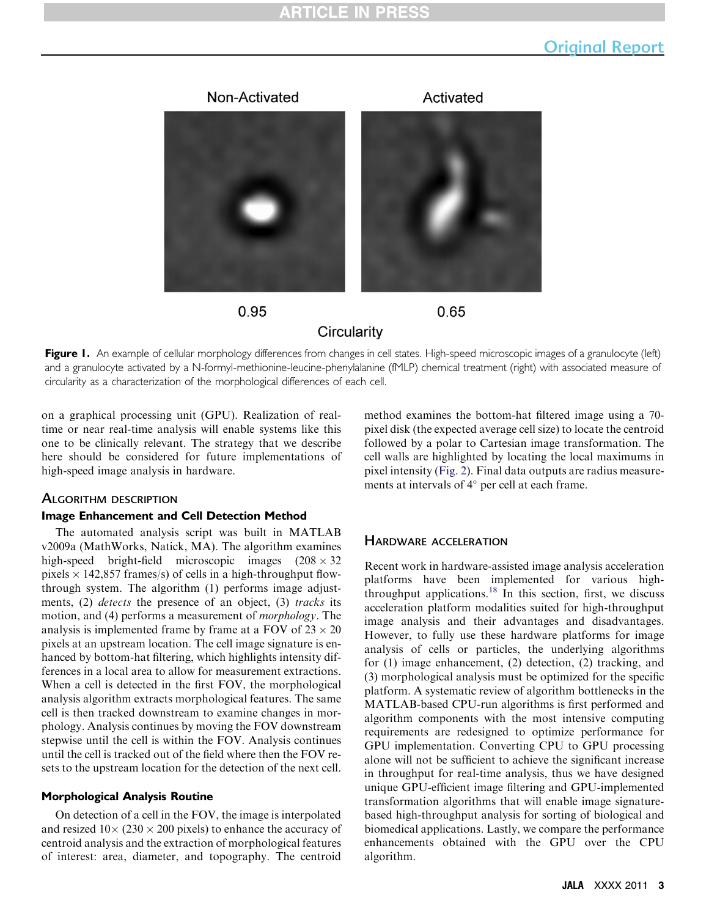Non-Activated

Activated

0.95

0.65

Circularity

**Figure 1.** An example of cellular morphology differences from changes in cell states. High-speed microscopic images of a granulocyte (left) and a granulocyte activated by a N-formyl-methionine-leucine-phenylalanine (fMLP) chemical treatment (right) with associated measure of circularity as a characterization of the morphological differences of each cell.

on a graphical processing unit (GPU). Realization of real-time or near real-time analysis will enable systems like this one to be clinically relevant. The strategy that we describe here should be considered for future implementations of high-speed image analysis in hardware.

## Algorithm Description

### Image Enhancement and Cell Detection Method

The automated analysis script was built in MATLAB v2009a (MathWorks, Natick, MA). The algorithm examines high-speed bright-field microscopic images ($208 \times 32$ pixels $\times$ 142,857 frames/s) of cells in a high-throughput flow-through system. The algorithm (1) performs image adjustments, (2) *detects* the presence of an object, (3) *tracks* its motion, and (4) performs a measurement of *morphology*. The analysis is implemented frame by frame at a FOV of $23 \times 20$ pixels at an upstream location. The cell image signature is enhanced by bottom-hat filtering, which highlights intensity differences in a local area to allow for measurement extractions. When a cell is detected in the first FOV, the morphological analysis algorithm extracts morphological features. The same cell is then tracked downstream to examine changes in morphology. Analysis continues by moving the FOV downstream stepwise until the cell is within the FOV. Analysis continues until the cell is tracked out of the field where then the FOV resets to the upstream location for the detection of the next cell.

### Morphological Analysis Routine

On detection of a cell in the FOV, the image is interpolated and resized $10\times$ ($230 \times 200$ pixels) to enhance the accuracy of centroid analysis and the extraction of morphological features of interest: area, diameter, and topography. The centroid method examines the bottom-hat filtered image using a 70-pixel disk (the expected average cell size) to locate the centroid followed by a polar to Cartesian image transformation. The cell walls are highlighted by locating the local maximums in pixel intensity (Fig. 2). Final data outputs are radius measurements at intervals of 4° per cell at each frame.

## Hardware Acceleration

Recent work in hardware-assisted image analysis acceleration platforms have been implemented for various high-throughput applications.[18] In this section, first, we discuss acceleration platform modalities suited for high-throughput image analysis and their advantages and disadvantages. However, to fully use these hardware platforms for image analysis of cells or particles, the underlying algorithms for (1) image enhancement, (2) detection, (2) tracking, and (3) morphological analysis must be optimized for the specific platform. A systematic review of algorithm bottlenecks in the MATLAB-based CPU-run algorithms is first performed and algorithm components with the most intensive computing requirements are redesigned to optimize performance for GPU implementation. Converting CPU to GPU processing alone will not be sufficient to achieve the significant increase in throughput for real-time analysis, thus we have designed unique GPU-efficient image filtering and GPU-implemented transformation algorithms that will enable image signature-based high-throughput analysis for sorting of biological and biomedical applications. Lastly, we compare the performance enhancements obtained with the GPU over the CPU algorithm.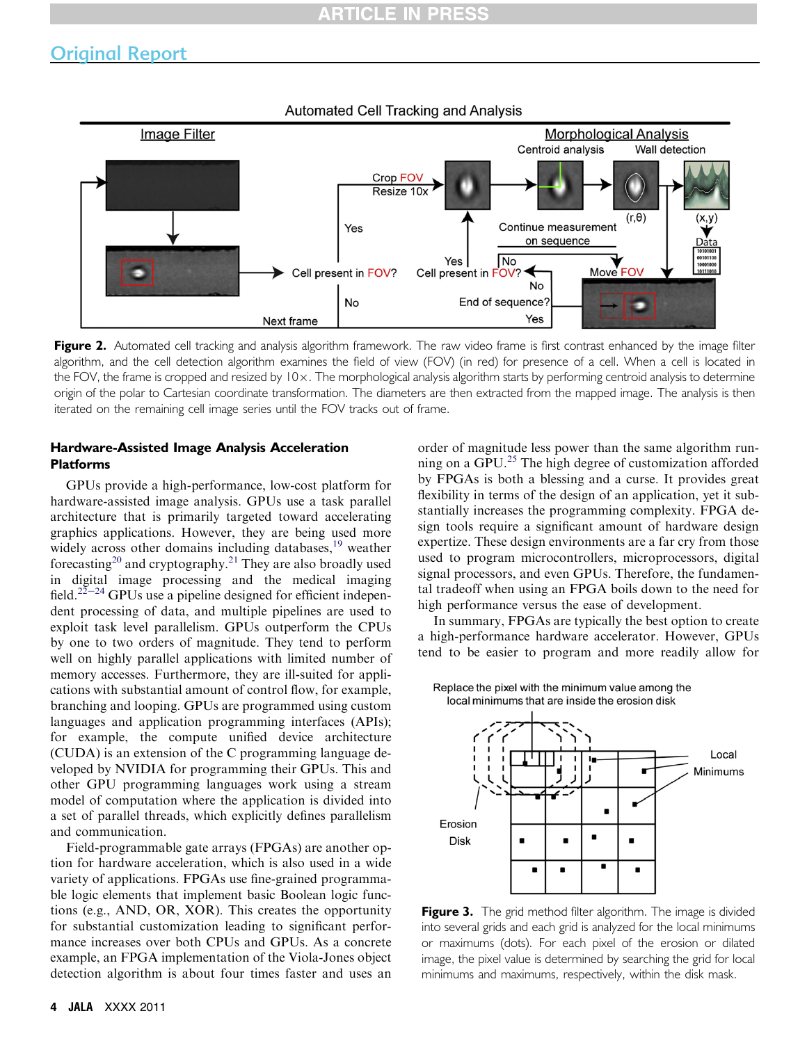**Figure 2.** Automated cell tracking and analysis algorithm framework. The raw video frame is first contrast enhanced by the image filter algorithm, and the cell detection algorithm examines the field of view (FOV) (in red) for presence of a cell. When a cell is located in the FOV, the frame is cropped and resized by 10×. The morphological analysis algorithm starts by performing centroid analysis to determine origin of the polar to Cartesian coordinate transformation. The diameters are then extracted from the mapped image. The analysis is then iterated on the remaining cell image series until the FOV tracks out of frame.

### Hardware-Assisted Image Analysis Acceleration Platforms

GPUs provide a high-performance, low-cost platform for hardware-assisted image analysis. GPUs use a task parallel architecture that is primarily targeted toward accelerating graphics applications. However, they are being used more widely across other domains including databases,[19] weather forecasting[20] and cryptography.[21] They are also broadly used in digital image processing and the medical imaging field.[22–24] GPUs use a pipeline designed for efficient independent processing of data, and multiple pipelines are used to exploit task level parallelism. GPUs outperform the CPUs by one to two orders of magnitude. They tend to perform well on highly parallel applications with limited number of memory accesses. Furthermore, they are ill-suited for applications with substantial amount of control flow, for example, branching and looping. GPUs are programmed using custom languages and application programming interfaces (APIs); for example, the compute unified device architecture (CUDA) is an extension of the C programming language developed by NVIDIA for programming their GPUs. This and other GPU programming languages work using a stream model of computation where the application is divided into a set of parallel threads, which explicitly defines parallelism and communication.

Field-programmable gate arrays (FPGAs) are another option for hardware acceleration, which is also used in a wide variety of applications. FPGAs use fine-grained programmable logic elements that implement basic Boolean logic functions (e.g., AND, OR, XOR). This creates the opportunity for substantial customization leading to significant performance increases over both CPUs and GPUs. As a concrete example, an FPGA implementation of the Viola-Jones object detection algorithm is about four times faster and uses an order of magnitude less power than the same algorithm running on a GPU.[25] The high degree of customization afforded by FPGAs is both a blessing and a curse. It provides great flexibility in terms of the design of an application, yet it substantially increases the programming complexity. FPGA design tools require a significant amount of hardware design expertize. These design environments are a far cry from those used to program microcontrollers, microprocessors, digital signal processors, and even GPUs. Therefore, the fundamental tradeoff when using an FPGA boils down to the need for high performance versus the ease of development.

In summary, FPGAs are typically the best option to create a high-performance hardware accelerator. However, GPUs tend to be easier to program and more readily allow for

**Figure 3.** The grid method filter algorithm. The image is divided into several grids and each grid is analyzed for the local minimums or maximums (dots). For each pixel of the erosion or dilated image, the pixel value is determined by searching the grid for local minimums and maximums, respectively, within the disk mask.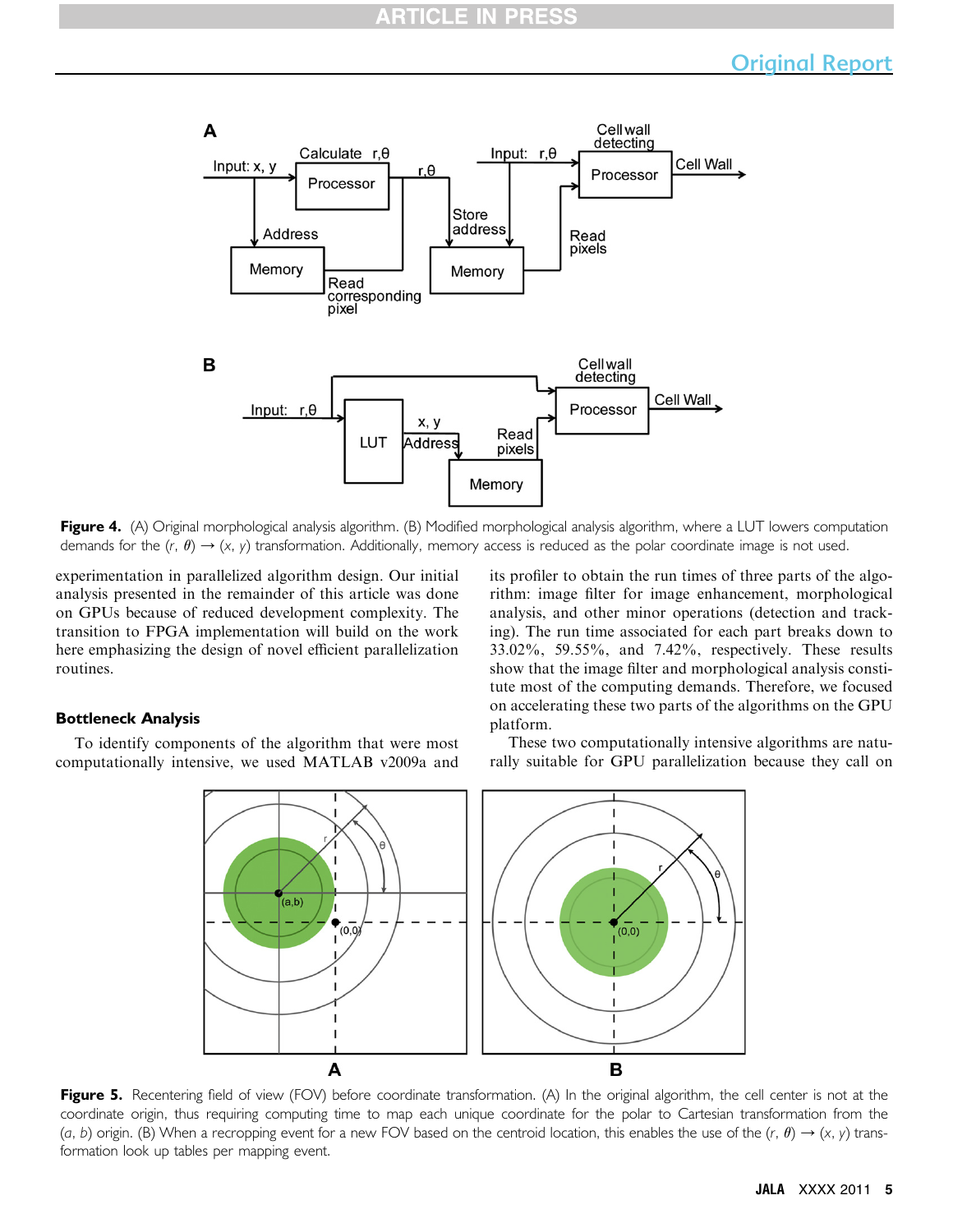**Figure 4.** (A) Original morphological analysis algorithm. (B) Modified morphological analysis algorithm, where a LUT lowers computation demands for the $(r, \theta) \rightarrow (x, y)$ transformation. Additionally, memory access is reduced as the polar coordinate image is not used.

experimentation in parallelized algorithm design. Our initial analysis presented in the remainder of this article was done on GPUs because of reduced development complexity. The transition to FPGA implementation will build on the work here emphasizing the design of novel efficient parallelization routines.

### Bottleneck Analysis

To identify components of the algorithm that were most computationally intensive, we used MATLAB v2009a and its profiler to obtain the run times of three parts of the algorithm: image filter for image enhancement, morphological analysis, and other minor operations (detection and tracking). The run time associated for each part breaks down to 33.02%, 59.55%, and 7.42%, respectively. These results show that the image filter and morphological analysis constitute most of the computing demands. Therefore, we focused on accelerating these two parts of the algorithms on the GPU platform.

These two computationally intensive algorithms are naturally suitable for GPU parallelization because they call on

**Figure 5.** Recentering field of view (FOV) before coordinate transformation. (A) In the original algorithm, the cell center is not at the coordinate origin, thus requiring computing time to map each unique coordinate for the polar to Cartesian transformation from the $(a, b)$ origin. (B) When a recropping event for a new FOV based on the centroid location, this enables the use of the $(r, \theta) \rightarrow (x, y)$ transformation look up tables per mapping event.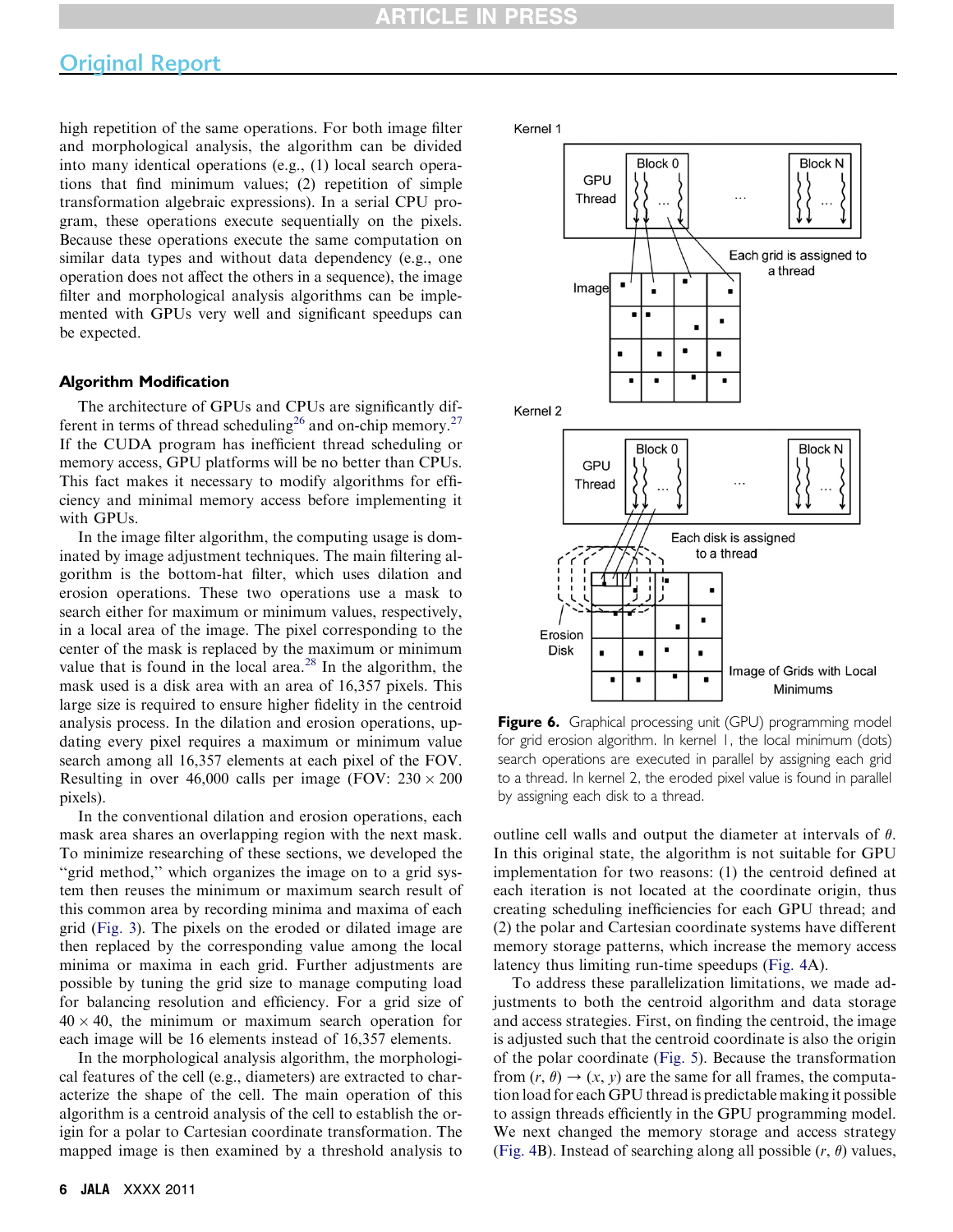high repetition of the same operations. For both image filter and morphological analysis, the algorithm can be divided into many identical operations (e.g., (1) local search operations that find minimum values; (2) repetition of simple transformation algebraic expressions). In a serial CPU program, these operations execute sequentially on the pixels. Because these operations execute the same computation on similar data types and without data dependency (e.g., one operation does not affect the others in a sequence), the image filter and morphological analysis algorithms can be implemented with GPUs very well and significant speedups can be expected.

### Algorithm Modification

The architecture of GPUs and CPUs are significantly different in terms of thread scheduling[26] and on-chip memory.[27] If the CUDA program has inefficient thread scheduling or memory access, GPU platforms will be no better than CPUs. This fact makes it necessary to modify algorithms for efficiency and minimal memory access before implementing it with GPUs.

In the image filter algorithm, the computing usage is dominated by image adjustment techniques. The main filtering algorithm is the bottom-hat filter, which uses dilation and erosion operations. These two operations use a mask to search either for maximum or minimum values, respectively, in a local area of the image. The pixel corresponding to the center of the mask is replaced by the maximum or minimum value that is found in the local area.[28] In the algorithm, the mask used is a disk area with an area of 16,357 pixels. This large size is required to ensure higher fidelity in the centroid analysis process. In the dilation and erosion operations, updating every pixel requires a maximum or minimum value search among all 16,357 elements at each pixel of the FOV. Resulting in over 46,000 calls per image (FOV: 230 × 200 pixels).

In the conventional dilation and erosion operations, each mask area shares an overlapping region with the next mask. To minimize researching of these sections, we developed the "grid method," which organizes the image on to a grid system then reuses the minimum or maximum search result of this common area by recording minima and maxima of each grid (Fig. 3). The pixels on the eroded or dilated image are then replaced by the corresponding value among the local minima or maxima in each grid. Further adjustments are possible by tuning the grid size to manage computing load for balancing resolution and efficiency. For a grid size of 40 × 40, the minimum or maximum search operation for each image will be 16 elements instead of 16,357 elements.

In the morphological analysis algorithm, the morphological features of the cell (e.g., diameters) are extracted to characterize the shape of the cell. The main operation of this algorithm is a centroid analysis of the cell to establish the origin for a polar to Cartesian coordinate transformation. The mapped image is then examined by a threshold analysis to outline cell walls and output the diameter at intervals of $\theta$. In this original state, the algorithm is not suitable for GPU implementation for two reasons: (1) the centroid defined at each iteration is not located at the coordinate origin, thus creating scheduling inefficiencies for each GPU thread; and (2) the polar and Cartesian coordinate systems have different memory storage patterns, which increase the memory access latency thus limiting run-time speedups (Fig. 4A).

To address these parallelization limitations, we made adjustments to both the centroid algorithm and data storage and access strategies. First, on finding the centroid, the image is adjusted such that the centroid coordinate is also the origin of the polar coordinate (Fig. 5). Because the transformation from $(r, \theta) \rightarrow (x, y)$ are the same for all frames, the computation load for each GPU thread is predictable making it possible to assign threads efficiently in the GPU programming model. We next changed the memory storage and access strategy (Fig. 4B). Instead of searching along all possible $(r, \theta)$ values,

**Figure 6.** Graphical processing unit (GPU) programming model for grid erosion algorithm. In kernel 1, the local minimum (dots) search operations are executed in parallel by assigning each grid to a thread. In kernel 2, the eroded pixel value is found in parallel by assigning each disk to a thread.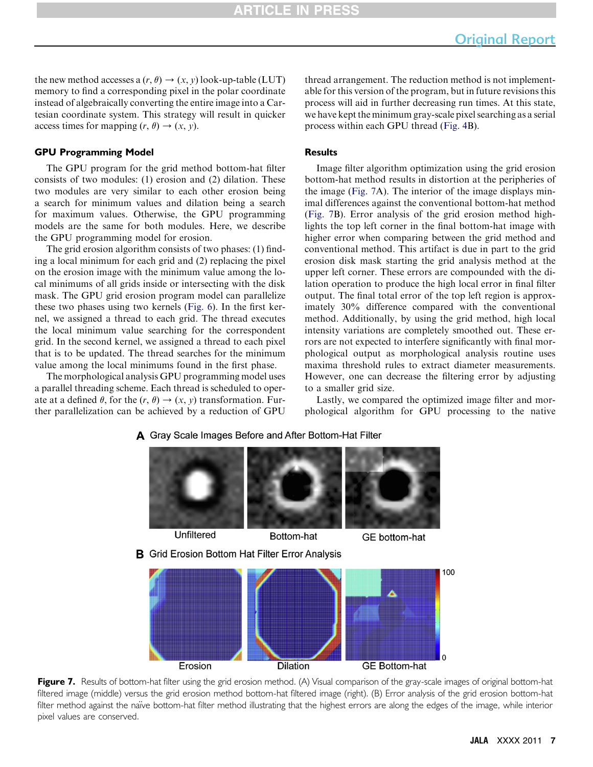the new method accesses a $(r, \theta) \rightarrow (x, y)$ look-up-table (LUT) memory to find a corresponding pixel in the polar coordinate instead of algebraically converting the entire image into a Cartesian coordinate system. This strategy will result in quicker access times for mapping $(r, \theta) \rightarrow (x, y)$.

### GPU Programming Model

The GPU program for the grid method bottom-hat filter consists of two modules: (1) erosion and (2) dilation. These two modules are very similar to each other erosion being a search for minimum values and dilation being a search for maximum values. Otherwise, the GPU programming models are the same for both modules. Here, we describe the GPU programming model for erosion.

The grid erosion algorithm consists of two phases: (1) finding a local minimum for each grid and (2) replacing the pixel on the erosion image with the minimum value among the local minimums of all grids inside or intersecting with the disk mask. The GPU grid erosion program model can parallelize these two phases using two kernels (Fig. 6). In the first kernel, we assigned a thread to each grid. The thread executes the local minimum value searching for the correspondent grid. In the second kernel, we assigned a thread to each pixel that is to be updated. The thread searches for the minimum value among the local minimums found in the first phase.

The morphological analysis GPU programming model uses a parallel threading scheme. Each thread is scheduled to operate at a defined $\theta$, for the $(r, \theta) \rightarrow (x, y)$ transformation. Further parallelization can be achieved by a reduction of GPU thread arrangement. The reduction method is not implementable for this version of the program, but in future revisions this process will aid in further decreasing run times. At this state, we have kept the minimum gray-scale pixel searching as a serial process within each GPU thread (Fig. 4B).

### Results

Image filter algorithm optimization using the grid erosion bottom-hat method results in distortion at the peripheries of the image (Fig. 7A). The interior of the image displays minimal differences against the conventional bottom-hat method (Fig. 7B). Error analysis of the grid erosion method highlights the top left corner in the final bottom-hat image with higher error when comparing between the grid method and conventional method. This artifact is due in part to the grid erosion disk mask starting the grid analysis method at the upper left corner. These errors are compounded with the dilation operation to produce the high local error in final filter output. The final total error of the top left region is approximately 30% difference compared with the conventional method. Additionally, by using the grid method, high local intensity variations are completely smoothed out. These errors are not expected to interfere significantly with final morphological output as morphological analysis routine uses maxima threshold rules to extract diameter measurements. However, one can decrease the filtering error by adjusting to a smaller grid size.

Lastly, we compared the optimized image filter and morphological algorithm for GPU processing to the native

**Figure 7.** Results of bottom-hat filter using the grid erosion method. (A) Visual comparison of the gray-scale images of original bottom-hat filtered image (middle) versus the grid erosion method bottom-hat filtered image (right). (B) Error analysis of the grid erosion bottom-hat filter method against the naïve bottom-hat filter method illustrating that the highest errors are along the edges of the image, while interior pixel values are conserved.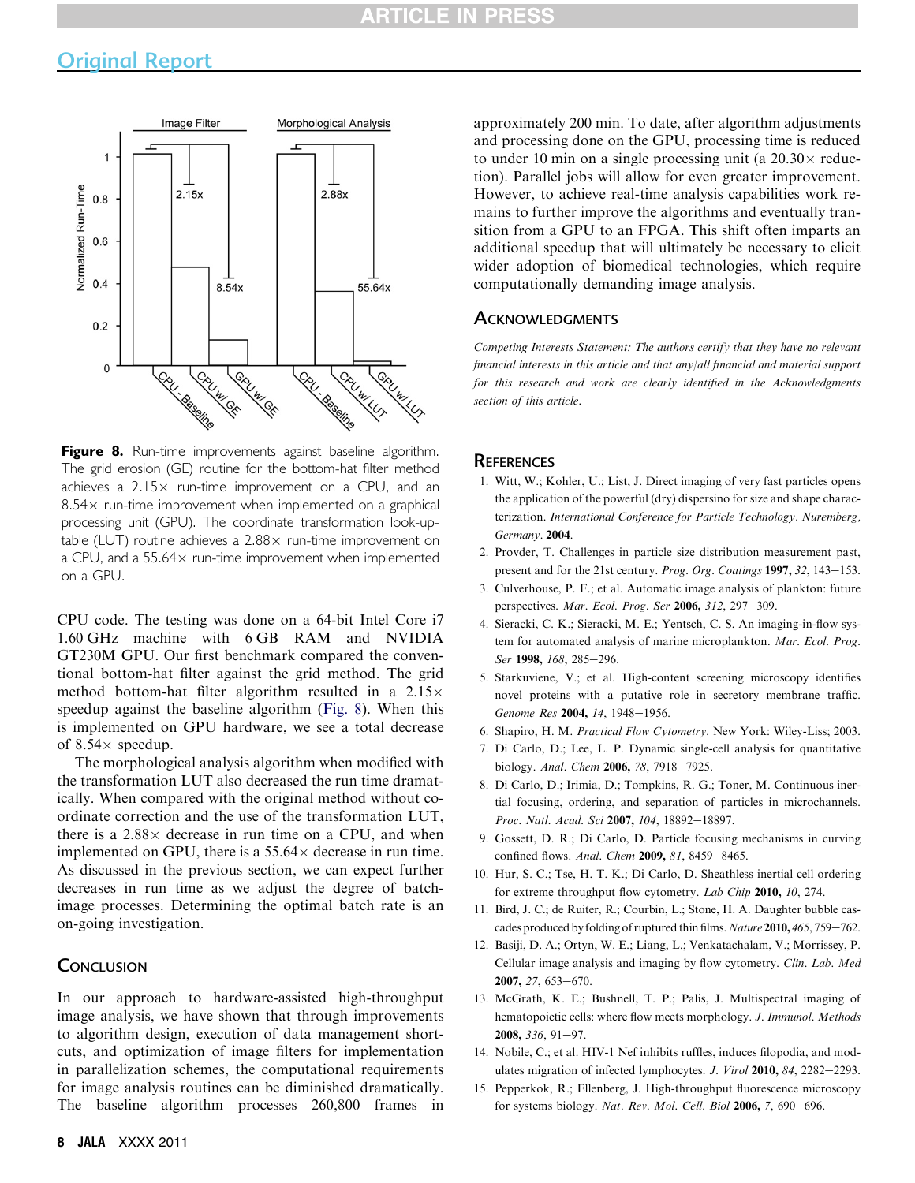Figure 8. Run-time improvements against baseline algorithm. The grid erosion (GE) routine for the bottom-hat filter method achieves a 2.15× run-time improvement on a CPU, and an 8.54× run-time improvement when implemented on a graphical processing unit (GPU). The coordinate transformation look-up-table (LUT) routine achieves a 2.88× run-time improvement on a CPU, and a 55.64× run-time improvement when implemented on a GPU.

CPU code. The testing was done on a 64-bit Intel Core i7 1.60 GHz machine with 6 GB RAM and NVIDIA GT230M GPU. Our first benchmark compared the conventional bottom-hat filter against the grid method. The grid method bottom-hat filter algorithm resulted in a 2.15× speedup against the baseline algorithm (Fig. 8). When this is implemented on GPU hardware, we see a total decrease of 8.54× speedup.

The morphological analysis algorithm when modified with the transformation LUT also decreased the run time dramatically. When compared with the original method without coordinate correction and the use of the transformation LUT, there is a 2.88× decrease in run time on a CPU, and when implemented on GPU, there is a 55.64× decrease in run time. As discussed in the previous section, we can expect further decreases in run time as we adjust the degree of batch-image processes. Determining the optimal batch rate is an on-going investigation.

## Conclusion

In our approach to hardware-assisted high-throughput image analysis, we have shown that through improvements to algorithm design, execution of data management shortcuts, and optimization of image filters for implementation in parallelization schemes, the computational requirements for image analysis routines can be diminished dramatically. The baseline algorithm processes 260,800 frames in approximately 200 min. To date, after algorithm adjustments and processing done on the GPU, processing time is reduced to under 10 min on a single processing unit (a 20.30× reduction). Parallel jobs will allow for even greater improvement. However, to achieve real-time analysis capabilities work remains to further improve the algorithms and eventually transition from a GPU to an FPGA. This shift often imparts an additional speedup that will ultimately be necessary to elicit wider adoption of biomedical technologies, which require computationally demanding image analysis.

## Acknowledgments

*Competing Interests Statement: The authors certify that they have no relevant financial interests in this article and that any/all financial and material support for this research and work are clearly identified in the Acknowledgments section of this article.*

## References

1. Witt, W.; Kohler, U.; List, J. Direct imaging of very fast particles opens the application of the powerful (dry) dispersino for size and shape characterization. *International Conference for Particle Technology*. *Nuremberg, Germany*. **2004**.
2. Provder, T. Challenges in particle size distribution measurement past, present and for the 21st century. *Prog. Org. Coatings* **1997,** *32*, 143−153.
3. Culverhouse, P. F.; et al. Automatic image analysis of plankton: future perspectives. *Mar. Ecol. Prog. Ser* **2006,** *312*, 297−309.
4. Sieracki, C. K.; Sieracki, M. E.; Yentsch, C. S. An imaging-in-flow system for automated analysis of marine microplankton. *Mar. Ecol. Prog. Ser* **1998,** *168*, 285−296.
5. Starkuviene, V.; et al. High-content screening microscopy identifies novel proteins with a putative role in secretory membrane traffic. *Genome Res* **2004,** *14*, 1948−1956.
6. Shapiro, H. M. *Practical Flow Cytometry*. New York: Wiley-Liss; 2003.
7. Di Carlo, D.; Lee, L. P. Dynamic single-cell analysis for quantitative biology. *Anal. Chem* **2006,** *78*, 7918−7925.
8. Di Carlo, D.; Irimia, D.; Tompkins, R. G.; Toner, M. Continuous inertial focusing, ordering, and separation of particles in microchannels. *Proc. Natl. Acad. Sci* **2007,** *104*, 18892−18897.
9. Gossett, D. R.; Di Carlo, D. Particle focusing mechanisms in curving confined flows. *Anal. Chem* **2009,** *81*, 8459−8465.
10. Hur, S. C.; Tse, H. T. K.; Di Carlo, D. Sheathless inertial cell ordering for extreme throughput flow cytometry. *Lab Chip* **2010,** *10*, 274.
11. Bird, J. C.; de Ruiter, R.; Courbin, L.; Stone, H. A. Daughter bubble cascades produced by folding of ruptured thin films. *Nature* **2010,** *465*, 759−762.
12. Basiji, D. A.; Ortyn, W. E.; Liang, L.; Venkatachalam, V.; Morrissey, P. Cellular image analysis and imaging by flow cytometry. *Clin. Lab. Med* **2007,** *27*, 653−670.
13. McGrath, K. E.; Bushnell, T. P.; Palis, J. Multispectral imaging of hematopoietic cells: where flow meets morphology. *J. Immunol. Methods* **2008,** *336*, 91−97.
14. Nobile, C.; et al. HIV-1 Nef inhibits ruffles, induces filopodia, and modulates migration of infected lymphocytes. *J. Virol* **2010,** *84*, 2282−2293.
15. Pepperkok, R.; Ellenberg, J. High-throughput fluorescence microscopy for systems biology. *Nat. Rev. Mol. Cell. Biol* **2006,** *7*, 690−696.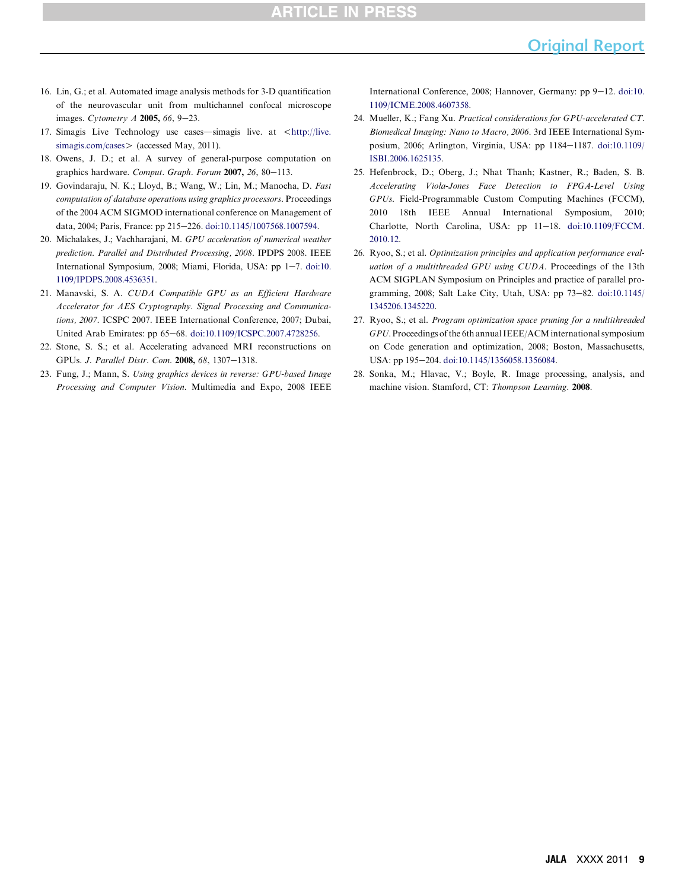16. Lin, G.; et al. Automated image analysis methods for 3-D quantification of the neurovascular unit from multichannel confocal microscope images. *Cytometry A* **2005,** *66*, 9−23.
17. Simagis Live Technology use cases—simagis live. at <http://live.simagis.com/cases> (accessed May, 2011).
18. Owens, J. D.; et al. A survey of general-purpose computation on graphics hardware. *Comput. Graph. Forum* **2007,** *26*, 80−113.
19. Govindaraju, N. K.; Lloyd, B.; Wang, W.; Lin, M.; Manocha, D. *Fast computation of database operations using graphics processors*. Proceedings of the 2004 ACM SIGMOD international conference on Management of data, 2004; Paris, France: pp 215−226. doi:10.1145/1007568.1007594.
20. Michalakes, J.; Vachharajani, M. *GPU acceleration of numerical weather prediction. Parallel and Distributed Processing, 2008*. IPDPS 2008. IEEE International Symposium, 2008; Miami, Florida, USA: pp 1−7. doi:10.1109/IPDPS.2008.4536351.
21. Manavski, S. A. *CUDA Compatible GPU as an Efficient Hardware Accelerator for AES Cryptography. Signal Processing and Communications, 2007*. ICSPC 2007. IEEE International Conference, 2007; Dubai, United Arab Emirates: pp 65−68. doi:10.1109/ICSPC.2007.4728256.
22. Stone, S. S.; et al. Accelerating advanced MRI reconstructions on GPUs. *J. Parallel Distr. Com.* **2008,** *68*, 1307−1318.
23. Fung, J.; Mann, S. *Using graphics devices in reverse: GPU-based Image Processing and Computer Vision*. Multimedia and Expo, 2008 IEEE International Conference, 2008; Hannover, Germany: pp 9−12. doi:10.1109/ICME.2008.4607358.
24. Mueller, K.; Fang Xu. *Practical considerations for GPU-accelerated CT. Biomedical Imaging: Nano to Macro, 2006*. 3rd IEEE International Symposium, 2006; Arlington, Virginia, USA: pp 1184−1187. doi:10.1109/ISBI.2006.1625135.
25. Hefenbrock, D.; Oberg, J.; Nhat Thanh; Kastner, R.; Baden, S. B. *Accelerating Viola-Jones Face Detection to FPGA-Level Using GPUs*. Field-Programmable Custom Computing Machines (FCCM), 2010 18th IEEE Annual International Symposium, 2010; Charlotte, North Carolina, USA: pp 11−18. doi:10.1109/FCCM.2010.12.
26. Ryoo, S.; et al. *Optimization principles and application performance evaluation of a multithreaded GPU using CUDA*. Proceedings of the 13th ACM SIGPLAN Symposium on Principles and practice of parallel programming, 2008; Salt Lake City, Utah, USA: pp 73−82. doi:10.1145/1345206.1345220.
27. Ryoo, S.; et al. *Program optimization space pruning for a multithreaded GPU*. Proceedings of the 6th annual IEEE/ACM international symposium on Code generation and optimization, 2008; Boston, Massachusetts, USA: pp 195−204. doi:10.1145/1356058.1356084.
28. Sonka, M.; Hlavac, V.; Boyle, R. Image processing, analysis, and machine vision. Stamford, CT: *Thompson Learning*. **2008**.